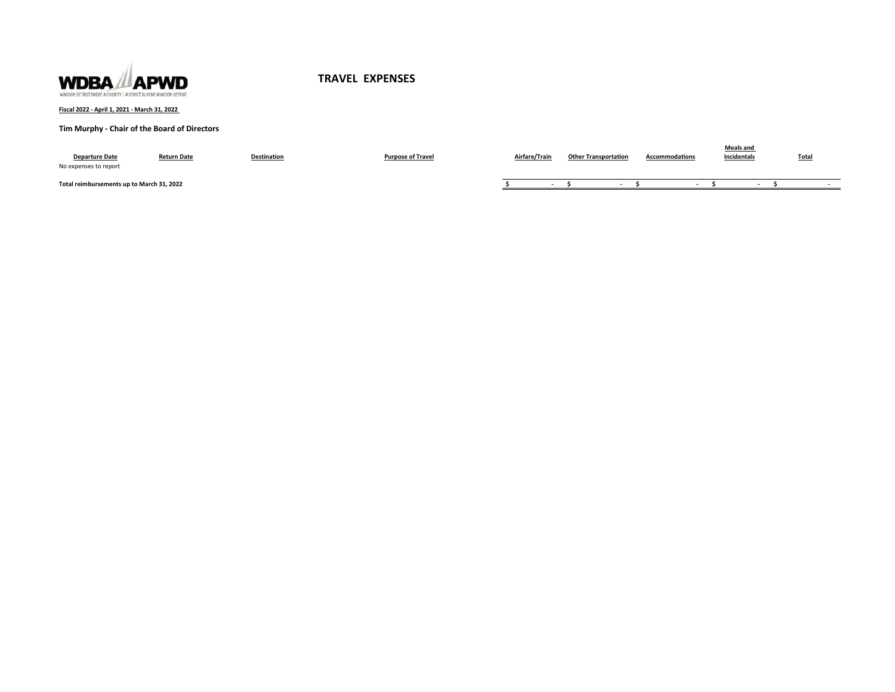WDBA APWD

WINDSOR-DETROIT BRIDGE AUTHORITY | AUTORITÉ DU PONT WINDSOR-DETROIT

# TRAVEL EXPENSES

**Fiscal 2022 - April 1, 2021 - March 31, 2022**

**Tim Murphy - Chair of the Board of Directors**

| Departure Date | Return Date | Destination | Purpose of Travel | Airfare/Train | Other Transportation | Accommodations | Meals and Incidentals | Total |
|---|---|---|---|---|---|---|---|---|
| No expenses to report | | | | | | | | |
| **Total reimbursements up to March 31, 2022** | | | | $ - | $ - | $ - | $ - | $ - |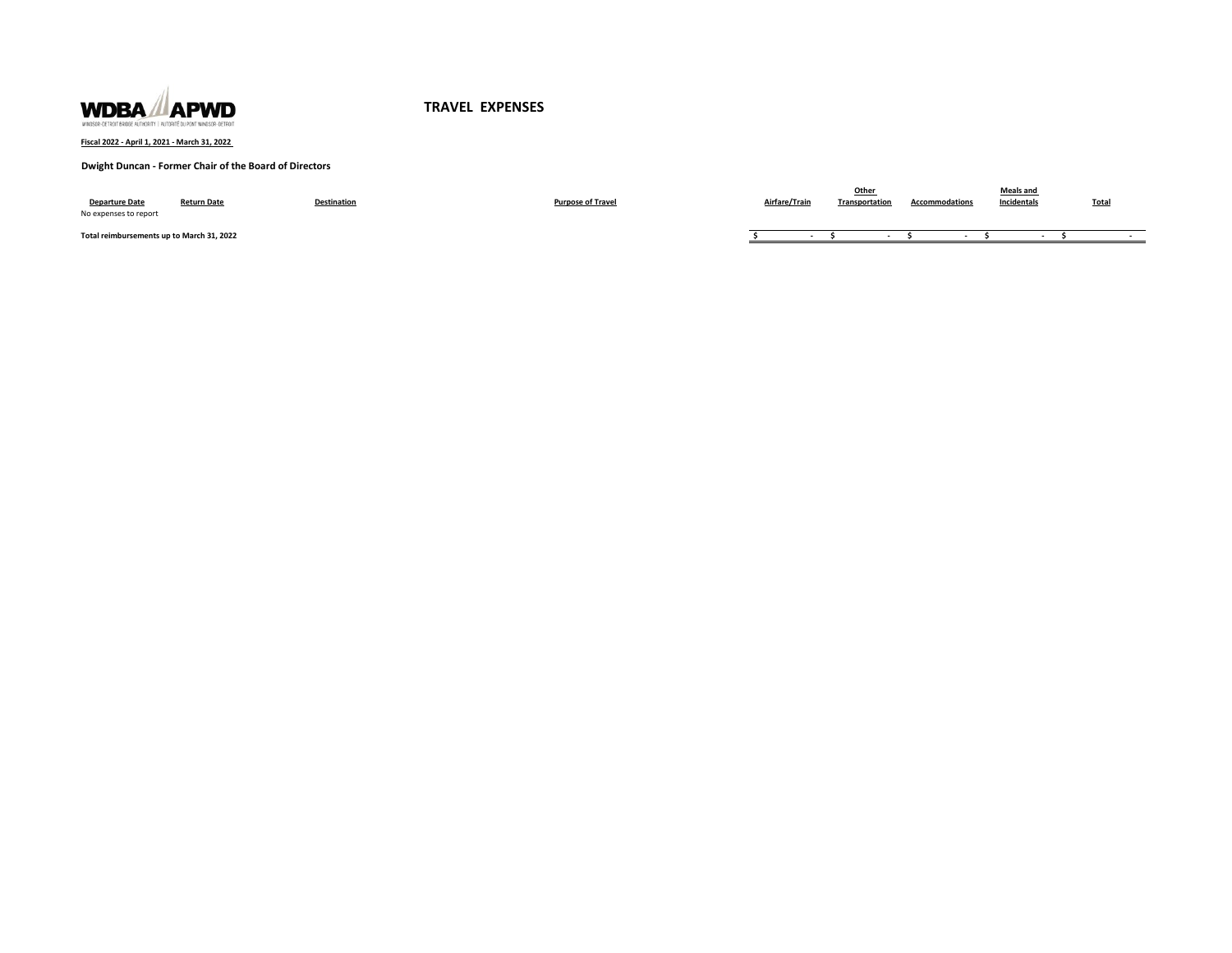# TRAVEL EXPENSES

**Fiscal 2022 - April 1, 2021 - March 31, 2022**

**Dwight Duncan - Former Chair of the Board of Directors**

| Departure Date | Return Date | Destination | Purpose of Travel | Airfare/Train | Other Transportation | Accommodations | Meals and Incidentals | Total |
|---|---|---|---|---|---|---|---|---|
| No expenses to report | | | | | | | | |
| **Total reimbursements up to March 31, 2022** | | | | $ - | $ - | $ - | $ - | $ - |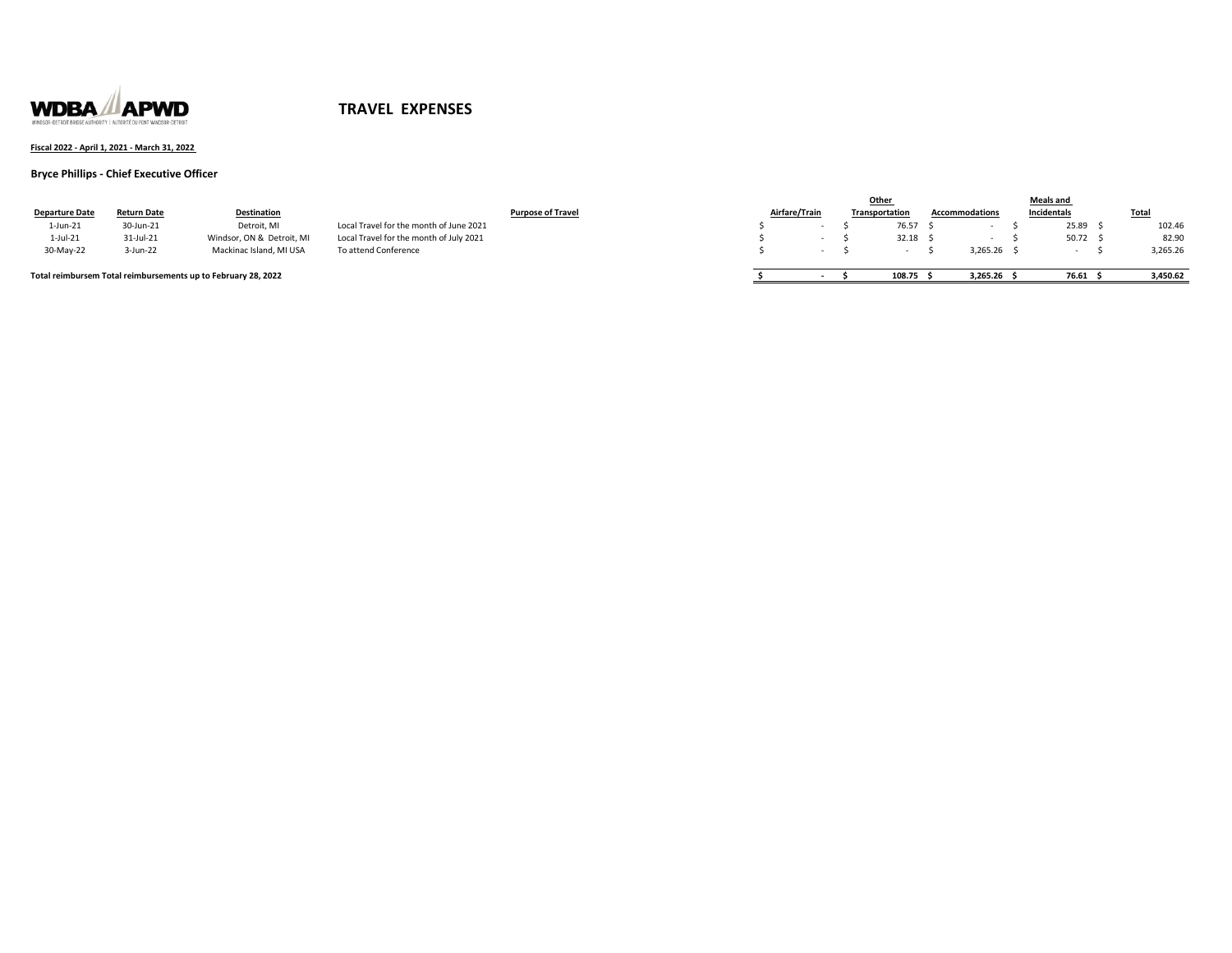WDBA APWD
WINDSOR-DETROIT BRIDGE AUTHORITY | AUTORITÉ DU PONT WINDSOR-DÉTROIT

# TRAVEL EXPENSES

**Fiscal 2022 - April 1, 2021 - March 31, 2022**

**Bryce Phillips - Chief Executive Officer**

| Departure Date | Return Date | Destination | Purpose of Travel | Airfare/Train | Other Transportation | Accommodations | Meals and Incidentals | Total |
|---|---|---|---|---|---|---|---|---|
| 1-Jun-21 | 30-Jun-21 | Detroit, MI | Local Travel for the month of June 2021 | $ - | $ 76.57 | $ - | $ 25.89 | $ 102.46 |
| 1-Jul-21 | 31-Jul-21 | Windsor, ON & Detroit, MI | Local Travel for the month of July 2021 | $ - | $ 32.18 | $ - | $ 50.72 | $ 82.90 |
| 30-May-22 | 3-Jun-22 | Mackinac Island, MI USA | To attend Conference | $ - | $ - | $ 3,265.26 | $ - | $ 3,265.26 |
| **Total reimbursem Total reimbursements up to February 28, 2022** | | | | **$ -** | **$ 108.75** | **$ 3,265.26** | **$ 76.61** | **$ 3,450.62** |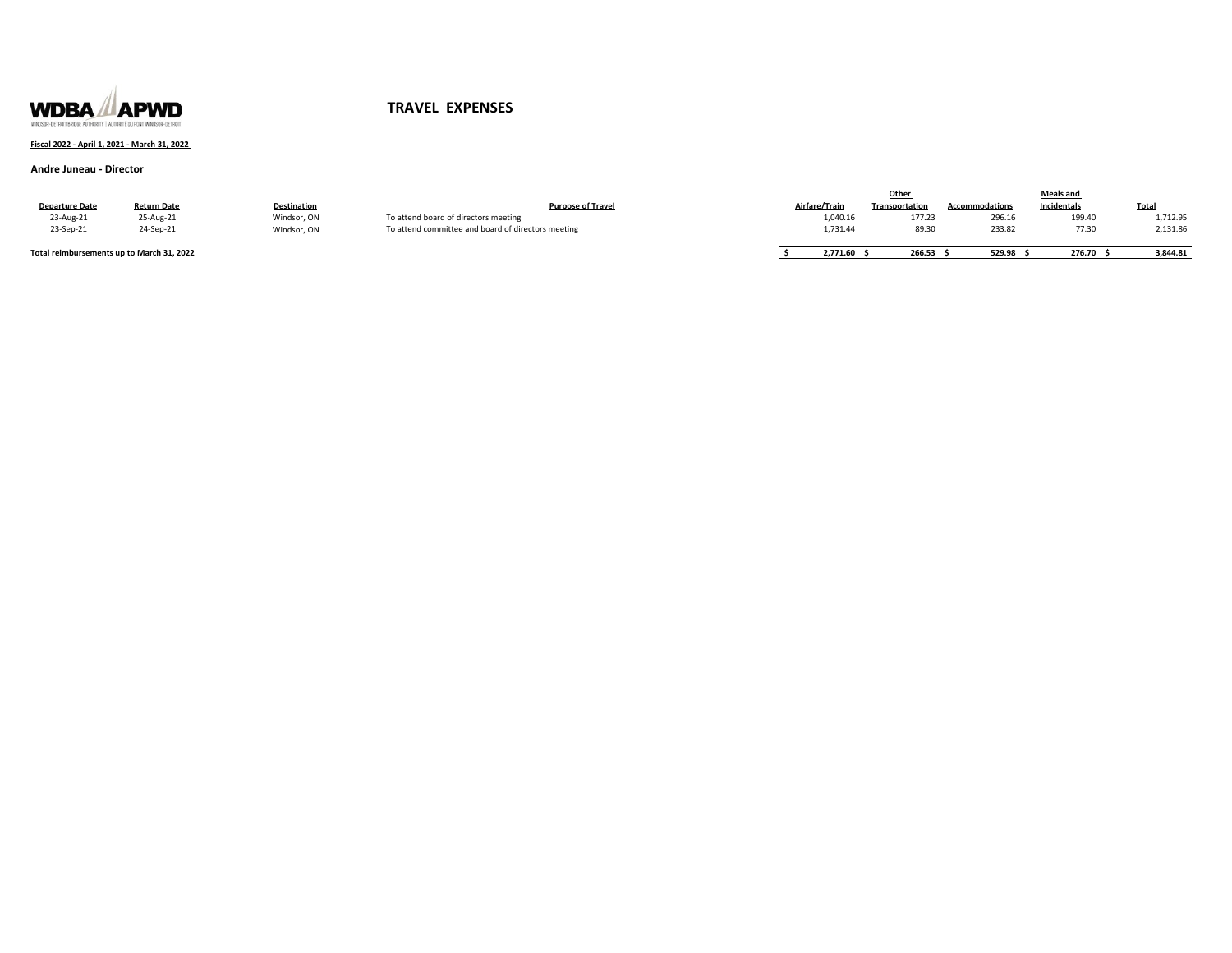WDBA APWD

WINDSOR-DETROIT BRIDGE AUTHORITY | AUTORITÉ DU PONT WINDSOR-DETROIT

# TRAVEL EXPENSES

**Fiscal 2022 - April 1, 2021 - March 31, 2022**

**Andre Juneau - Director**

| Departure Date | Return Date | Destination | Purpose of Travel | Airfare/Train | Other Transportation | Accommodations | Meals and Incidentals | Total |
|---|---|---|---|---|---|---|---|---|
| 23-Aug-21 | 25-Aug-21 | Windsor, ON | To attend board of directors meeting | 1,040.16 | 177.23 | 296.16 | 199.40 | 1,712.95 |
| 23-Sep-21 | 24-Sep-21 | Windsor, ON | To attend committee and board of directors meeting | 1,731.44 | 89.30 | 233.82 | 77.30 | 2,131.86 |
| **Total reimbursements up to March 31, 2022** | | | | **$ 2,771.60** | **$ 266.53** | **$ 529.98** | **$ 276.70** | **$ 3,844.81** |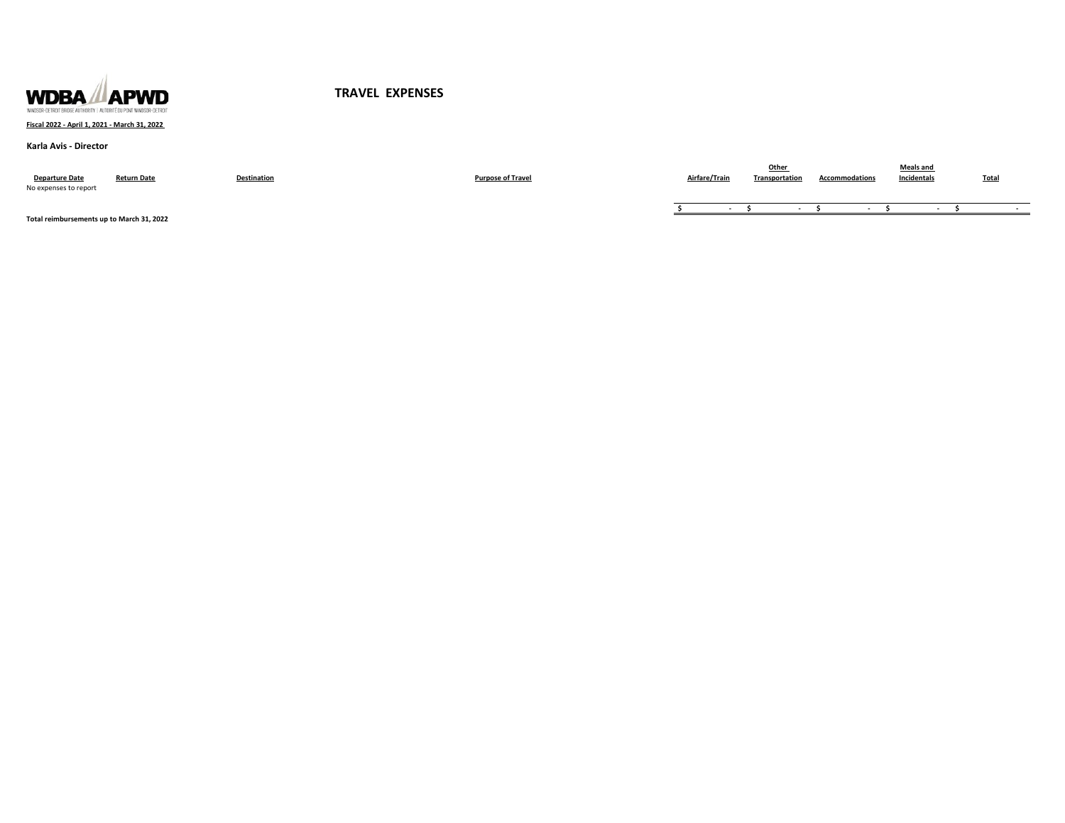WDBA APWD

WINDSOR-DETROIT BRIDGE AUTHORITY | AUTORITÉ DU PONT WINDSOR-DÉTROIT

# TRAVEL EXPENSES

**Fiscal 2022 - April 1, 2021 - March 31, 2022**

**Karla Avis - Director**

| Departure Date | Return Date | Destination | Purpose of Travel | Airfare/Train | Other Transportation | Accommodations | Meals and Incidentals | Total |
|---|---|---|---|---|---|---|---|---|
| No expenses to report | | | | | | | | |
| **Total reimbursements up to March 31, 2022** | | | | **$ -** | **$ -** | **$ -** | **$ -** | **$ -** |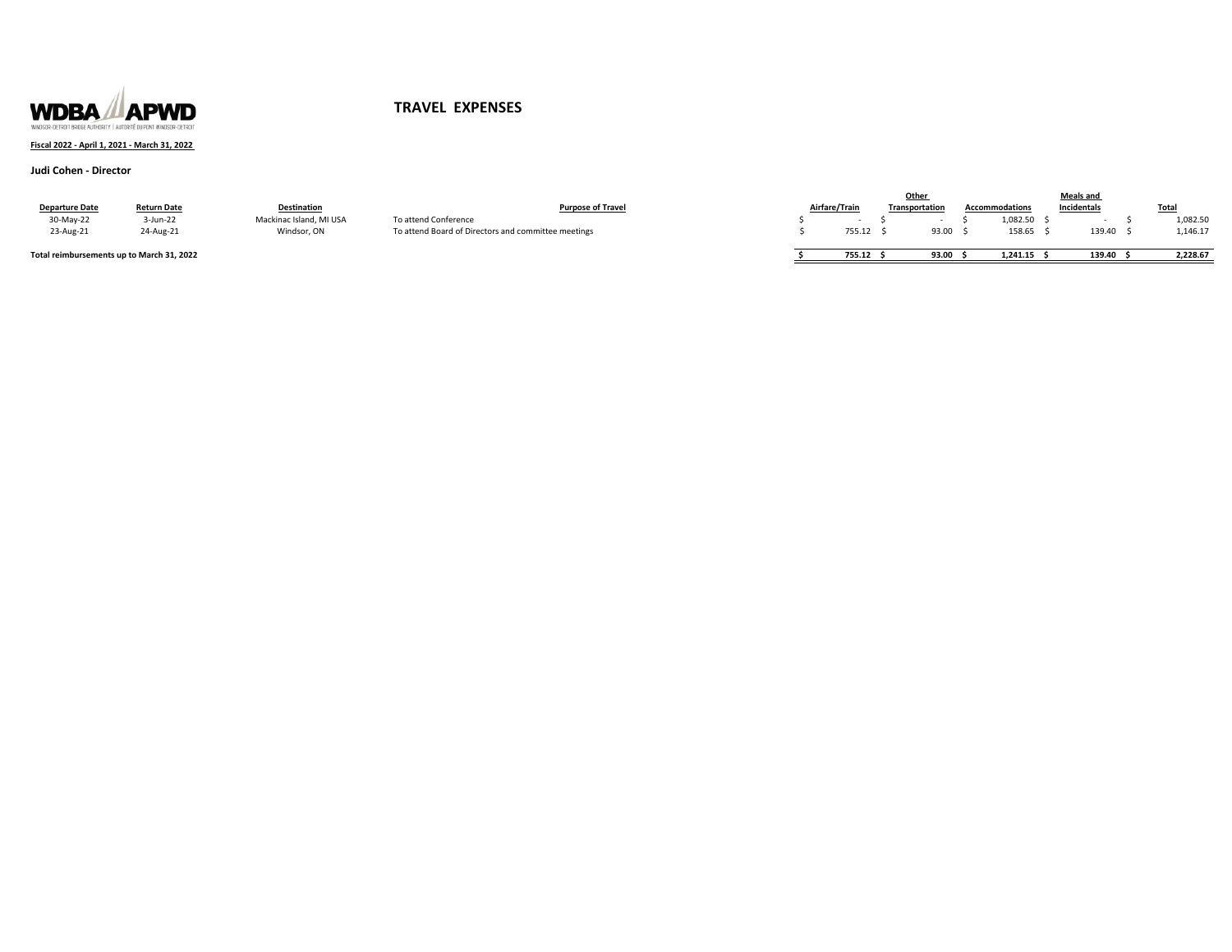WDBA APWD
WINDSOR-DETROIT BRIDGE AUTHORITY | AUTORITÉ DU PONT WINDSOR-DÉTROIT

# TRAVEL EXPENSES

**Fiscal 2022 - April 1, 2021 - March 31, 2022**

**Judi Cohen - Director**

| Departure Date | Return Date | Destination | Purpose of Travel | Airfare/Train | Other Transportation | Accommodations | Meals and Incidentals | Total |
|---|---|---|---|---|---|---|---|---|
| 30-May-22 | 3-Jun-22 | Mackinac Island, MI USA | To attend Conference | $ - | $ - | $ 1,082.50 | $ - | $ 1,082.50 |
| 23-Aug-21 | 24-Aug-21 | Windsor, ON | To attend Board of Directors and committee meetings | $ 755.12 | $ 93.00 | $ 158.65 | $ 139.40 | $ 1,146.17 |
| **Total reimbursements up to March 31, 2022** | | | | **$ 755.12** | **$ 93.00** | **$ 1,241.15** | **$ 139.40** | **$ 2,228.67** |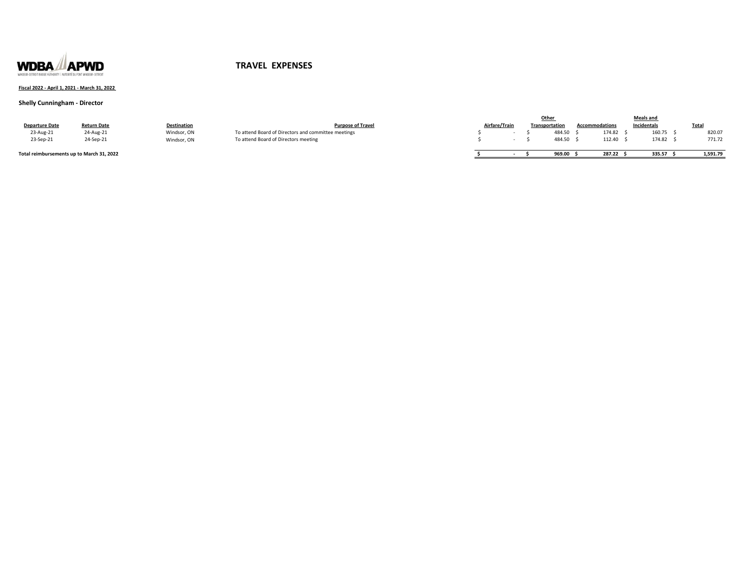WDBA APWD

WINDSOR-DETROIT BRIDGE AUTHORITY | AUTORITÉ DU PONT WINDSOR-DÉTROIT

# TRAVEL EXPENSES

**Fiscal 2022 - April 1, 2021 - March 31, 2022**

**Shelly Cunningham - Director**

| Departure Date | Return Date | Destination | Purpose of Travel | Airfare/Train | Other Transportation | Accommodations | Meals and Incidentals | Total |
|---|---|---|---|---|---|---|---|---|
| 23-Aug-21 | 24-Aug-21 | Windsor, ON | To attend Board of Directors and committee meetings | $ - | $ 484.50 | $ 174.82 | $ 160.75 | $ 820.07 |
| 23-Sep-21 | 24-Sep-21 | Windsor, ON | To attend Board of Directors meeting | $ - | $ 484.50 | $ 112.40 | $ 174.82 | $ 771.72 |
| **Total reimbursements up to March 31, 2022** | | | | **$ -** | **$ 969.00** | **$ 287.22** | **$ 335.57** | **$ 1,591.79** |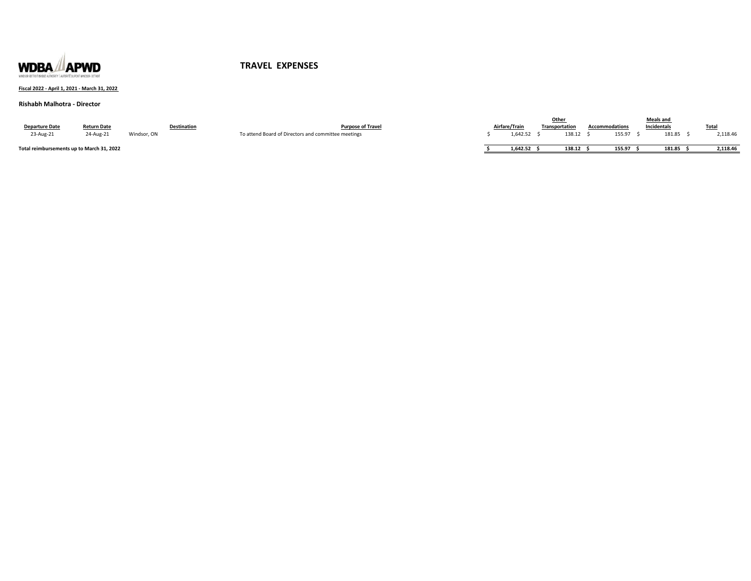WDBA APWD

WINDSOR-DETROIT BRIDGE AUTHORITY | AUTORITÉ DU PONT WINDSOR-DETROIT

# TRAVEL EXPENSES

**Fiscal 2022 - April 1, 2021 - March 31, 2022**

**Rishabh Malhotra - Director**

| Departure Date | Return Date | Destination | Purpose of Travel | Airfare/Train | Other Transportation | Accommodations | Meals and Incidentals | Total |
|---|---|---|---|---|---|---|---|---|
| 23-Aug-21 | 24-Aug-21 | Windsor, ON | To attend Board of Directors and committee meetings | $ 1,642.52 | $ 138.12 | $ 155.97 | $ 181.85 | $ 2,118.46 |
| **Total reimbursements up to March 31, 2022** | | | | **$ 1,642.52** | **$ 138.12** | **$ 155.97** | **$ 181.85** | **$ 2,118.46** |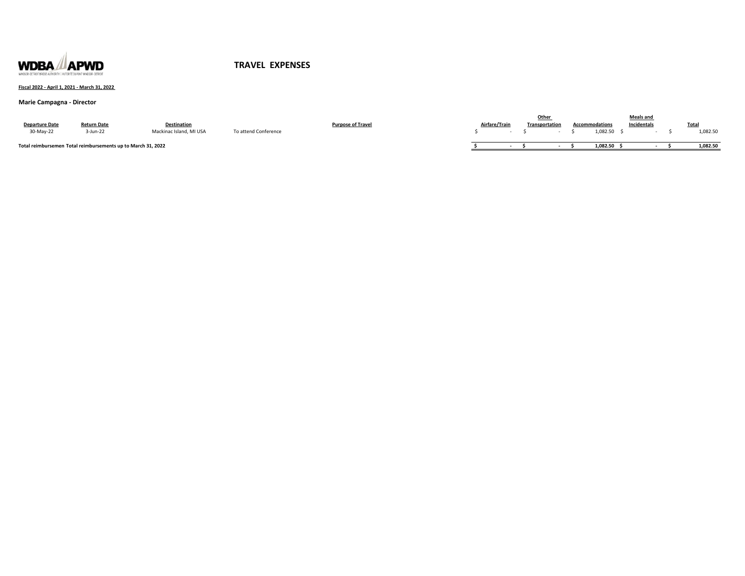WDBA APWD

WINDSOR-DETROIT BRIDGE AUTHORITY | AUTORITÉ DU PONT WINDSOR-DETROIT

# TRAVEL EXPENSES

**Fiscal 2022 - April 1, 2021 - March 31, 2022**

**Marie Campagna - Director**

| Departure Date | Return Date | Destination | Purpose of Travel | Airfare/Train | Other Transportation | Accommodations | Meals and Incidentals | Total |
|---|---|---|---|---|---|---|---|---|
| 30-May-22 | 3-Jun-22 | Mackinac Island, MI USA | To attend Conference | $ - | $ - | $ 1,082.50 | $ - | $ 1,082.50 |
| **Total reimbursemen Total reimbursements up to March 31, 2022** | | | | **$ -** | **$ -** | **$ 1,082.50** | **$ -** | **$ 1,082.50** |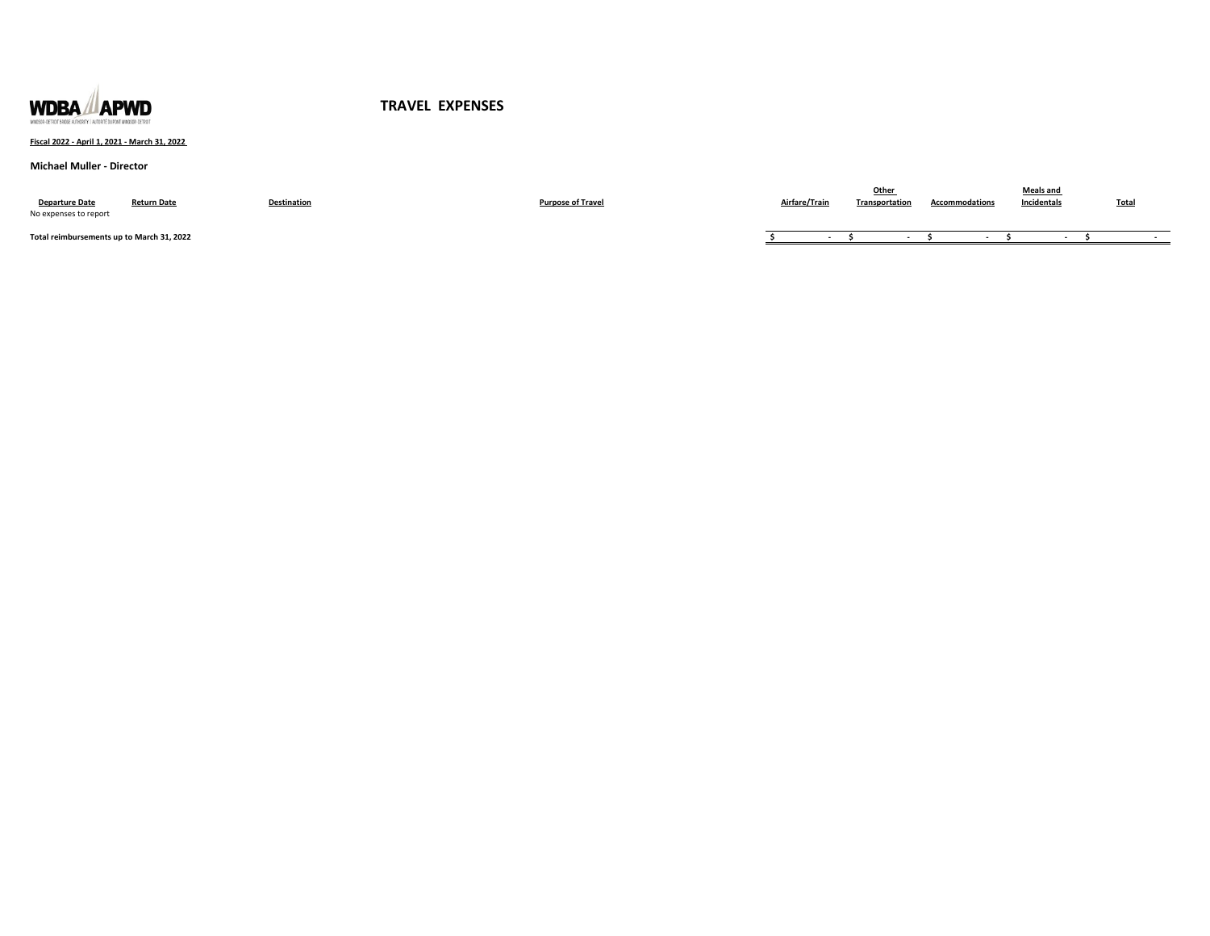WDBA APWD

WINDSOR-DETROIT BRIDGE AUTHORITY | AUTORITÉ DU PONT WINDSOR-DÉTROIT

# TRAVEL EXPENSES

**Fiscal 2022 - April 1, 2021 - March 31, 2022**

**Michael Muller - Director**

| Departure Date | Return Date | Destination | Purpose of Travel | Airfare/Train | Other Transportation | Accommodations | Meals and Incidentals | Total |
|---|---|---|---|---|---|---|---|---|
| No expenses to report | | | | | | | | |
| **Total reimbursements up to March 31, 2022** | | | | $ - | $ - | $ - | $ - | $ - |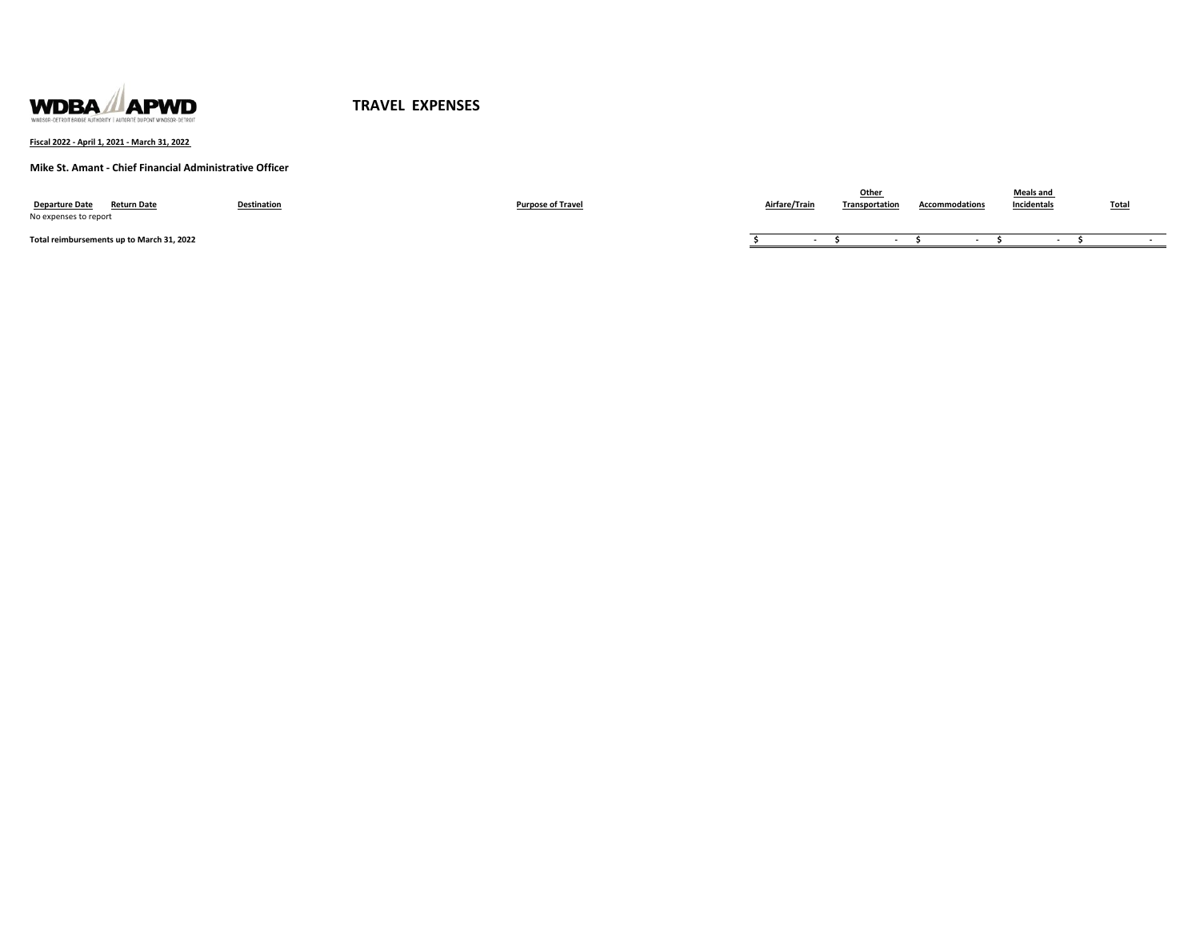WDBA APWD
WINDSOR-DETROIT BRIDGE AUTHORITY | AUTORITÉ DU PONT WINDSOR-DÉTROIT

# TRAVEL EXPENSES

**Fiscal 2022 - April 1, 2021 - March 31, 2022**

**Mike St. Amant - Chief Financial Administrative Officer**

| Departure Date | Return Date | Destination | Purpose of Travel | Airfare/Train | Other Transportation | Accommodations | Meals and Incidentals | Total |
|---|---|---|---|---|---|---|---|---|
| No expenses to report | | | | | | | | |
| **Total reimbursements up to March 31, 2022** | | | | **$ -** | **$ -** | **$ -** | **$ -** | **$ -** |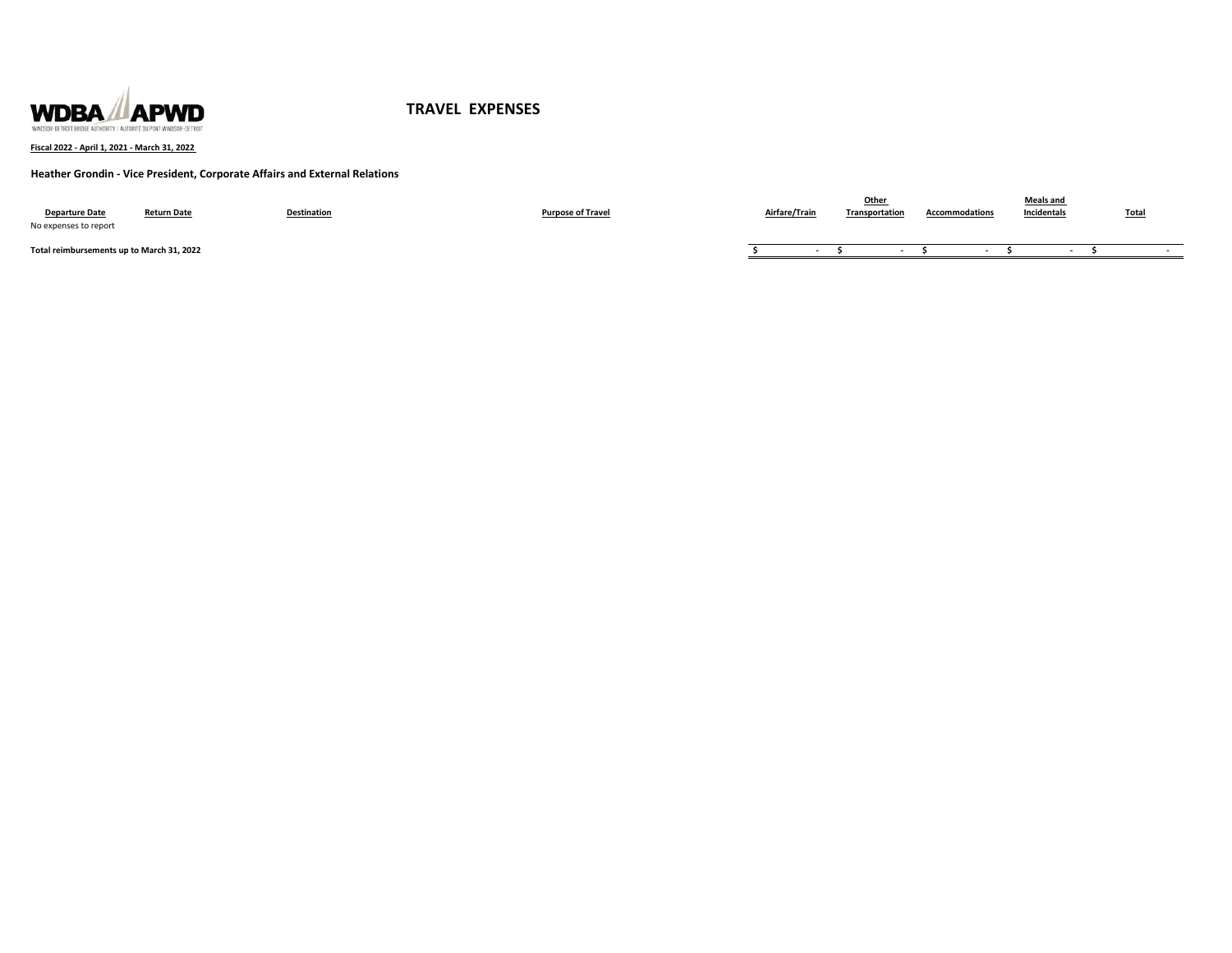# TRAVEL EXPENSES

**Fiscal 2022 - April 1, 2021 - March 31, 2022**

**Heather Grondin - Vice President, Corporate Affairs and External Relations**

| Departure Date | Return Date | Destination | Purpose of Travel | Airfare/Train | Other Transportation | Accommodations | Meals and Incidentals | Total |
|---|---|---|---|---|---|---|---|---|
| No expenses to report | | | | | | | | |
| **Total reimbursements up to March 31, 2022** | | | | **$ -** | **$ -** | **$ -** | **$ -** | **$ -** |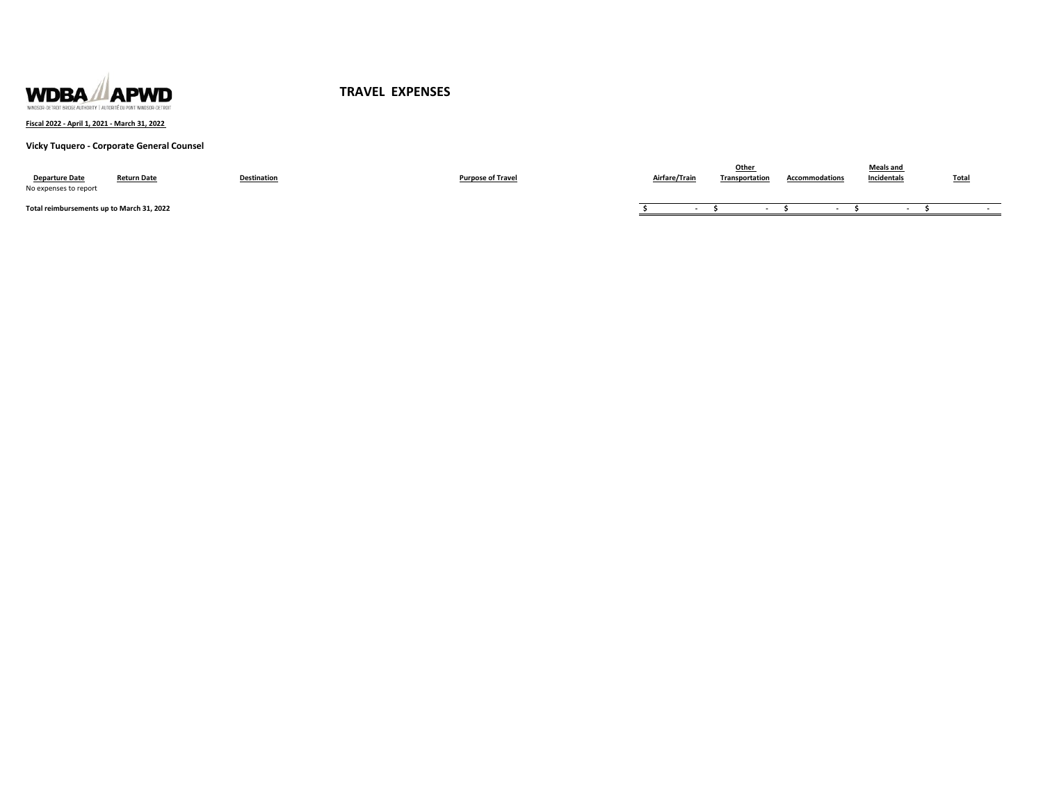# TRAVEL EXPENSES

**Fiscal 2022 - April 1, 2021 - March 31, 2022**

**Vicky Tuquero - Corporate General Counsel**

| Departure Date | Return Date | Destination | Purpose of Travel | Airfare/Train | Other Transportation | Accommodations | Meals and Incidentals | Total |
|---|---|---|---|---|---|---|---|---|
| No expenses to report | | | | | | | | |
| **Total reimbursements up to March 31, 2022** | | | | $ - | $ - | $ - | $ - | $ - |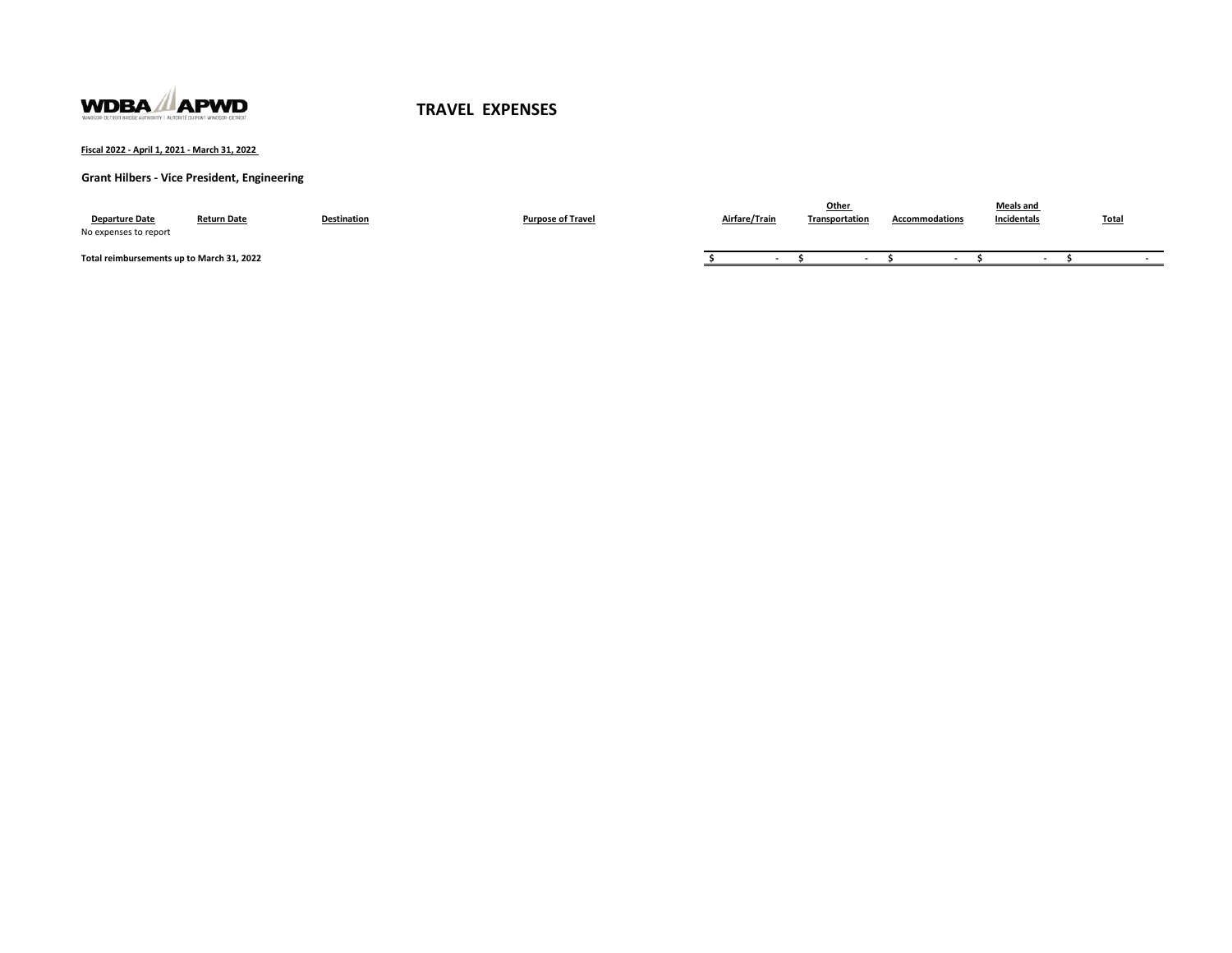WDBA APWD
WINDSOR-DETROIT BRIDGE AUTHORITY | AUTORITÉ DU PONT WINDSOR-DÉTROIT

# TRAVEL EXPENSES

**Fiscal 2022 - April 1, 2021 - March 31, 2022**

**Grant Hilbers - Vice President, Engineering**

| Departure Date | Return Date | Destination | Purpose of Travel | Airfare/Train | Other Transportation | Accommodations | Meals and Incidentals | Total |
|---|---|---|---|---|---|---|---|---|
| No expenses to report | | | | | | | | |
| **Total reimbursements up to March 31, 2022** | | | | $ - | $ - | $ - | $ - | $ - |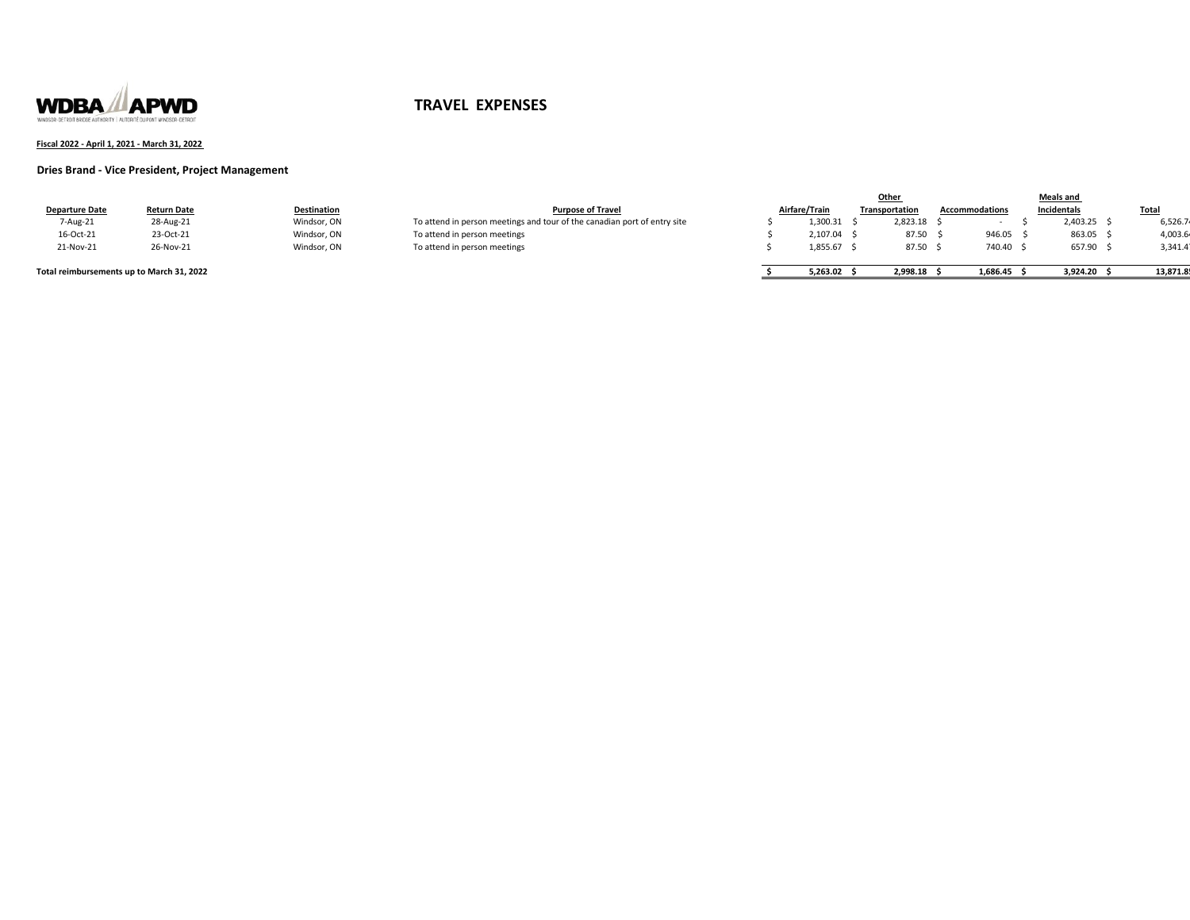# TRAVEL EXPENSES

**Fiscal 2022 - April 1, 2021 - March 31, 2022**

**Dries Brand - Vice President, Project Management**

| Departure Date | Return Date | Destination | Purpose of Travel | Airfare/Train | Other Transportation | Accommodations | Meals and Incidentals | Total |
|---|---|---|---|---|---|---|---|---|
| 7-Aug-21 | 28-Aug-21 | Windsor, ON | To attend in person meetings and tour of the canadian port of entry site | $ 1,300.31 | $ 2,823.18 | $ - | $ 2,403.25 | $ 6,526.7 |
| 16-Oct-21 | 23-Oct-21 | Windsor, ON | To attend in person meetings | $ 2,107.04 | $ 87.50 | $ 946.05 | $ 863.05 | $ 4,003.6 |
| 21-Nov-21 | 26-Nov-21 | Windsor, ON | To attend in person meetings | $ 1,855.67 | $ 87.50 | $ 740.40 | $ 657.90 | $ 3,341.4 |
| **Total reimbursements up to March 31, 2022** | | | | **$ 5,263.02** | **$ 2,998.18** | **$ 1,686.45** | **$ 3,924.20** | **$ 13,871.8** |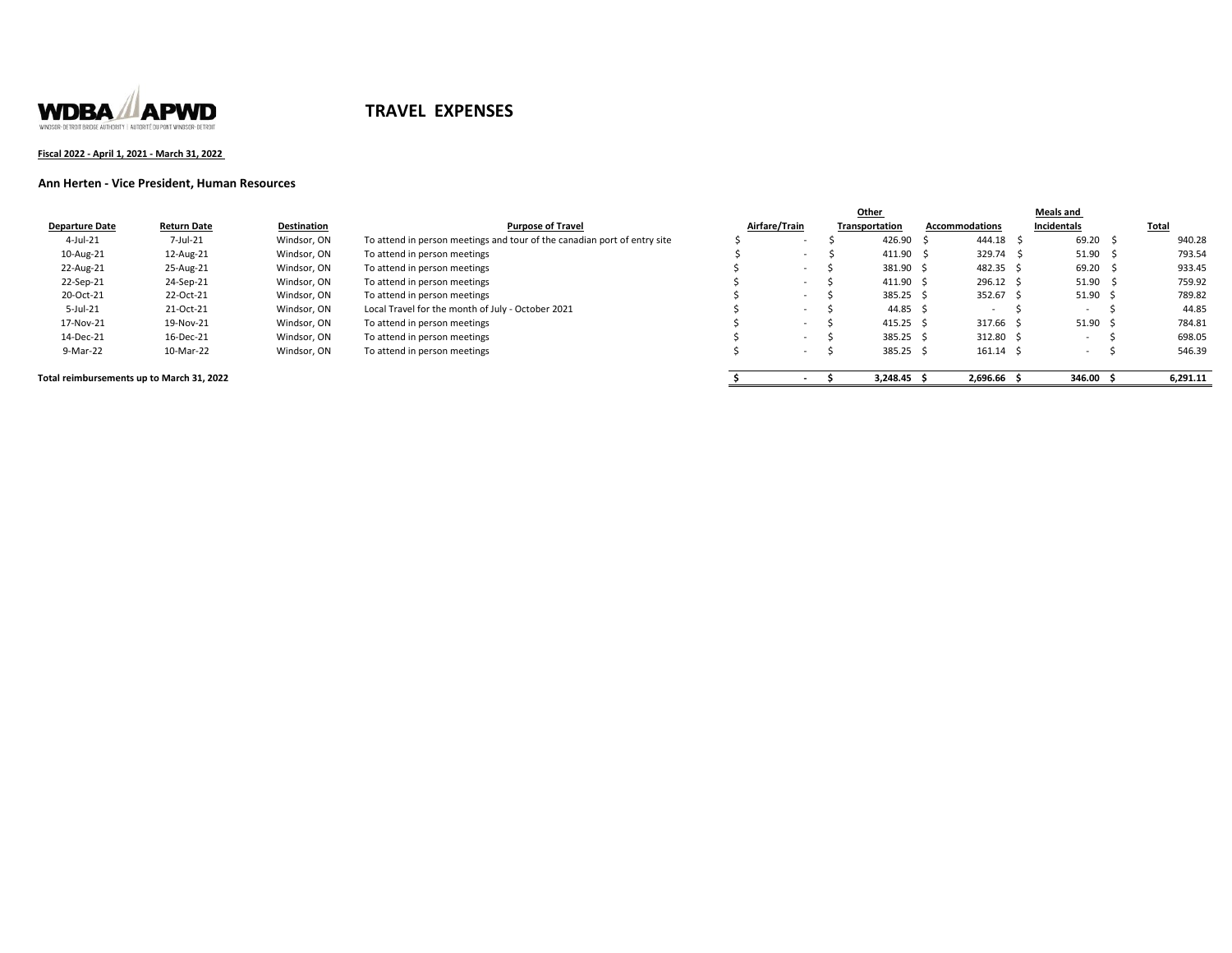WDBA APWD

WINDSOR-DETROIT BRIDGE AUTHORITY | AUTORITÉ DU PONT WINDSOR-DETROIT

# TRAVEL EXPENSES

**Fiscal 2022 - April 1, 2021 - March 31, 2022**

### Ann Herten - Vice President, Human Resources

| Departure Date | Return Date | Destination | Purpose of Travel | Airfare/Train | Other Transportation | Accommodations | Meals and Incidentals | Total |
|---|---|---|---|---|---|---|---|---|
| 4-Jul-21 | 7-Jul-21 | Windsor, ON | To attend in person meetings and tour of the canadian port of entry site | $ - | $ 426.90 | $ 444.18 | $ 69.20 | $ 940.28 |
| 10-Aug-21 | 12-Aug-21 | Windsor, ON | To attend in person meetings | $ - | $ 411.90 | $ 329.74 | $ 51.90 | $ 793.54 |
| 22-Aug-21 | 25-Aug-21 | Windsor, ON | To attend in person meetings | $ - | $ 381.90 | $ 482.35 | $ 69.20 | $ 933.45 |
| 22-Sep-21 | 24-Sep-21 | Windsor, ON | To attend in person meetings | $ - | $ 411.90 | $ 296.12 | $ 51.90 | $ 759.92 |
| 20-Oct-21 | 22-Oct-21 | Windsor, ON | To attend in person meetings | $ - | $ 385.25 | $ 352.67 | $ 51.90 | $ 789.82 |
| 5-Jul-21 | 21-Oct-21 | Windsor, ON | Local Travel for the month of July - October 2021 | $ - | $ 44.85 | $ - | $ - | $ 44.85 |
| 17-Nov-21 | 19-Nov-21 | Windsor, ON | To attend in person meetings | $ - | $ 415.25 | $ 317.66 | $ 51.90 | $ 784.81 |
| 14-Dec-21 | 16-Dec-21 | Windsor, ON | To attend in person meetings | $ - | $ 385.25 | $ 312.80 | $ - | $ 698.05 |
| 9-Mar-22 | 10-Mar-22 | Windsor, ON | To attend in person meetings | $ - | $ 385.25 | $ 161.14 | $ - | $ 546.39 |
| **Total reimbursements up to March 31, 2022** | | | | **$ -** | **$ 3,248.45** | **$ 2,696.66** | **$ 346.00** | **$ 6,291.11** |